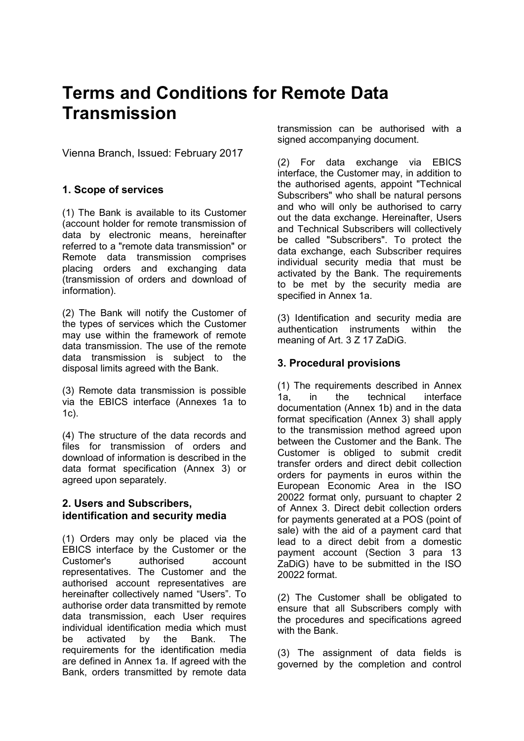# Terms and Conditions for Remote Data Transmission

Vienna Branch, Issued: February 2017

## 1. Scope of services

(1) The Bank is available to its Customer (account holder for remote transmission of data by electronic means, hereinafter referred to a "remote data transmission" or Remote data transmission comprises placing orders and exchanging data (transmission of orders and download of information).

(2) The Bank will notify the Customer of the types of services which the Customer may use within the framework of remote data transmission. The use of the remote data transmission is subject to the disposal limits agreed with the Bank.

(3) Remote data transmission is possible via the EBICS interface (Annexes 1a to 1c).

(4) The structure of the data records and files for transmission of orders and download of information is described in the data format specification (Annex 3) or agreed upon separately.

## 2. Users and Subscribers, identification and security media

(1) Orders may only be placed via the EBICS interface by the Customer or the Customer's authorised account representatives. The Customer and the authorised account representatives are hereinafter collectively named “Users”. To authorise order data transmitted by remote data transmission, each User requires individual identification media which must be activated by the Bank. The requirements for the identification media are defined in Annex 1a. If agreed with the Bank, orders transmitted by remote data transmission can be authorised with a signed accompanying document.

(2) For data exchange via EBICS interface, the Customer may, in addition to the authorised agents, appoint "Technical Subscribers" who shall be natural persons and who will only be authorised to carry out the data exchange. Hereinafter, Users and Technical Subscribers will collectively be called "Subscribers". To protect the data exchange, each Subscriber requires individual security media that must be activated by the Bank. The requirements to be met by the security media are specified in Annex 1a.

(3) Identification and security media are authentication instruments within the meaning of Art. 3 Z 17 ZaDiG.

## 3. Procedural provisions

(1) The requirements described in Annex 1a, in the technical interface documentation (Annex 1b) and in the data format specification (Annex 3) shall apply to the transmission method agreed upon between the Customer and the Bank. The Customer is obliged to submit credit transfer orders and direct debit collection orders for payments in euros within the European Economic Area in the ISO 20022 format only, pursuant to chapter 2 of Annex 3. Direct debit collection orders for payments generated at a POS (point of sale) with the aid of a payment card that lead to a direct debit from a domestic payment account (Section 3 para 13 ZaDiG) have to be submitted in the ISO 20022 format.

(2) The Customer shall be obligated to ensure that all Subscribers comply with the procedures and specifications agreed with the Bank.

(3) The assignment of data fields is governed by the completion and control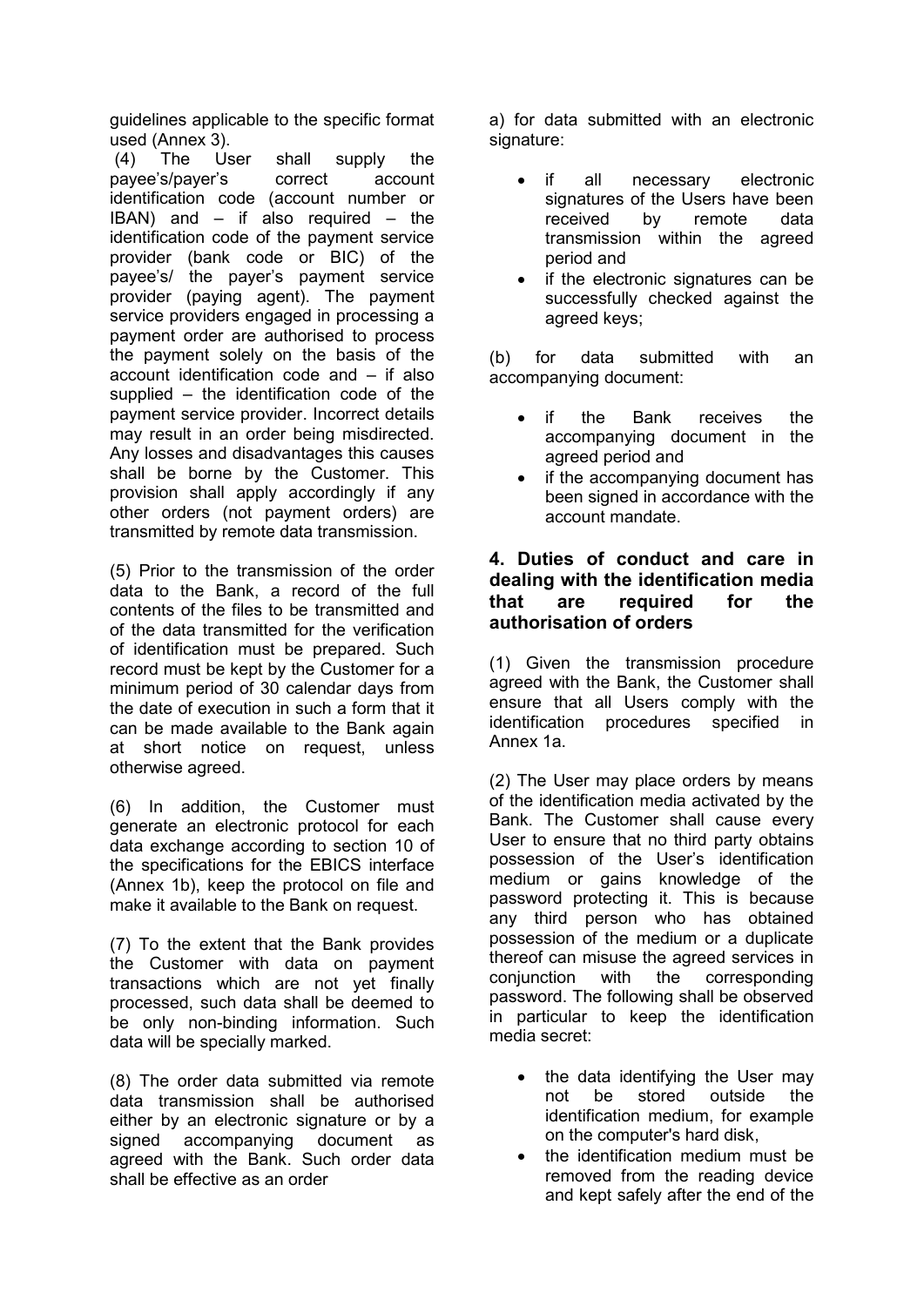guidelines applicable to the specific format used (Annex 3).

(4) The User shall supply the payee's/payer's correct account identification code (account number or IBAN) and – if also required – the identification code of the payment service provider (bank code or BIC) of the payee's/ the payer's payment service provider (paying agent). The payment service providers engaged in processing a payment order are authorised to process the payment solely on the basis of the account identification code and – if also supplied – the identification code of the payment service provider. Incorrect details may result in an order being misdirected. Any losses and disadvantages this causes shall be borne by the Customer. This provision shall apply accordingly if any other orders (not payment orders) are transmitted by remote data transmission.

(5) Prior to the transmission of the order data to the Bank, a record of the full contents of the files to be transmitted and of the data transmitted for the verification of identification must be prepared. Such record must be kept by the Customer for a minimum period of 30 calendar days from the date of execution in such a form that it can be made available to the Bank again at short notice on request, unless otherwise agreed.

(6) In addition, the Customer must generate an electronic protocol for each data exchange according to section 10 of the specifications for the EBICS interface (Annex 1b), keep the protocol on file and make it available to the Bank on request.

(7) To the extent that the Bank provides the Customer with data on payment transactions which are not yet finally processed, such data shall be deemed to be only non-binding information. Such data will be specially marked.

(8) The order data submitted via remote data transmission shall be authorised either by an electronic signature or by a signed accompanying document as agreed with the Bank. Such order data shall be effective as an order

a) for data submitted with an electronic signature:

- if all necessary electronic signatures of the Users have been received by remote data transmission within the agreed period and
- if the electronic signatures can be successfully checked against the agreed keys;

(b) for data submitted with an accompanying document:

- if the Bank receives the accompanying document in the agreed period and
- if the accompanying document has been signed in accordance with the account mandate.

## 4. Duties of conduct and care in dealing with the identification media that are required for the authorisation of orders

(1) Given the transmission procedure agreed with the Bank, the Customer shall ensure that all Users comply with the identification procedures specified in Annex 1a.

(2) The User may place orders by means of the identification media activated by the Bank. The Customer shall cause every User to ensure that no third party obtains possession of the User's identification medium or gains knowledge of the password protecting it. This is because any third person who has obtained possession of the medium or a duplicate thereof can misuse the agreed services in conjunction with the corresponding password. The following shall be observed in particular to keep the identification media secret:

- the data identifying the User may not be stored outside the identification medium, for example on the computer's hard disk,
- the identification medium must be removed from the reading device and kept safely after the end of the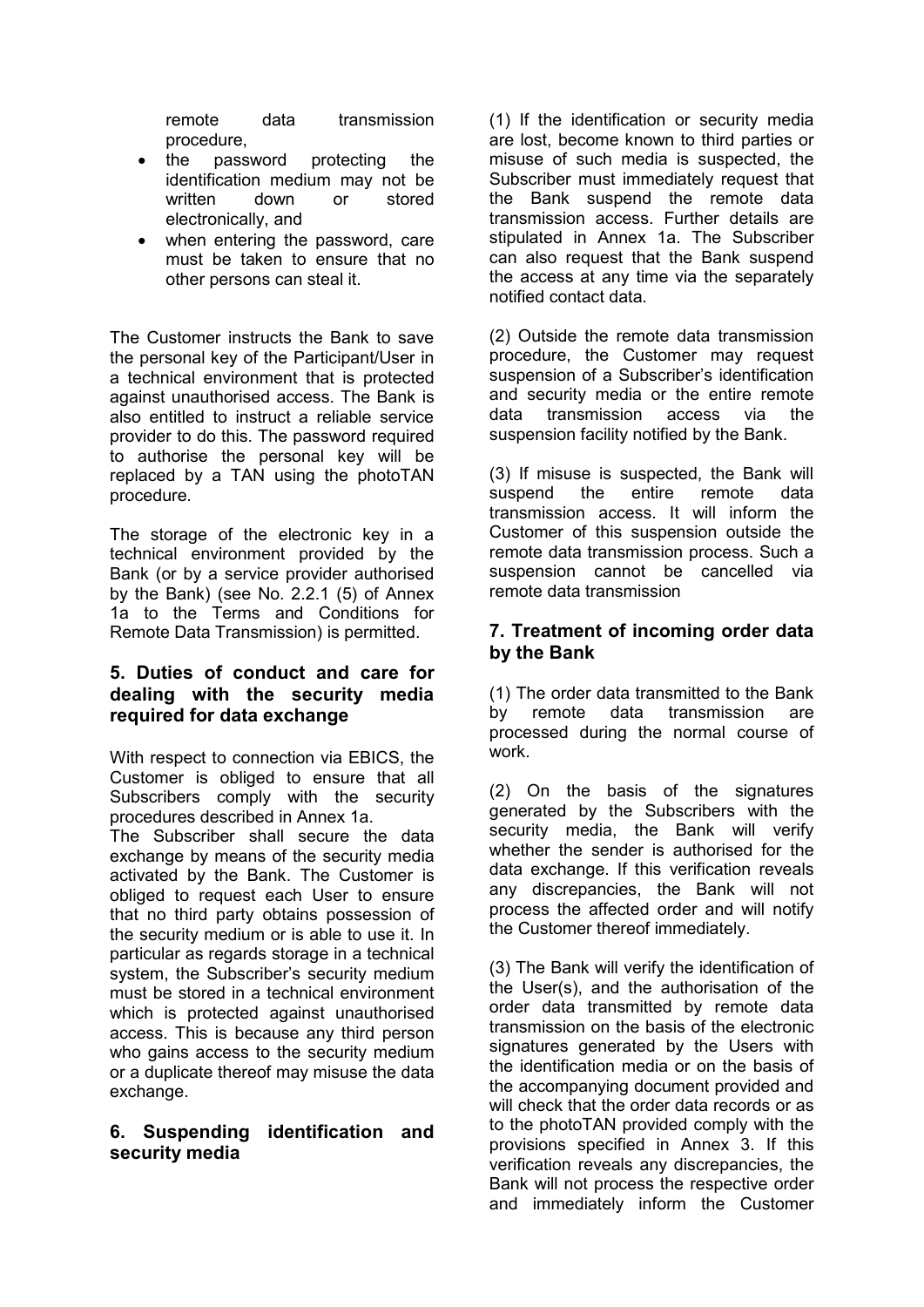remote data transmission procedure,

- the password protecting the identification medium may not be written down or stored electronically, and
- when entering the password, care must be taken to ensure that no other persons can steal it.

The Customer instructs the Bank to save the personal key of the Participant/User in a technical environment that is protected against unauthorised access. The Bank is also entitled to instruct a reliable service provider to do this. The password required to authorise the personal key will be replaced by a TAN using the photoTAN procedure.

The storage of the electronic key in a technical environment provided by the Bank (or by a service provider authorised by the Bank) (see No. 2.2.1 (5) of Annex 1a to the Terms and Conditions for Remote Data Transmission) is permitted.

## 5. Duties of conduct and care for dealing with the security media required for data exchange

With respect to connection via EBICS, the Customer is obliged to ensure that all Subscribers comply with the security procedures described in Annex 1a.

The Subscriber shall secure the data exchange by means of the security media activated by the Bank. The Customer is obliged to request each User to ensure that no third party obtains possession of the security medium or is able to use it. In particular as regards storage in a technical system, the Subscriber's security medium must be stored in a technical environment which is protected against unauthorised access. This is because any third person who gains access to the security medium or a duplicate thereof may misuse the data exchange.

## 6. Suspending identification and security media

(1) If the identification or security media are lost, become known to third parties or misuse of such media is suspected, the Subscriber must immediately request that the Bank suspend the remote data transmission access. Further details are stipulated in Annex 1a. The Subscriber can also request that the Bank suspend the access at any time via the separately notified contact data.

(2) Outside the remote data transmission procedure, the Customer may request suspension of a Subscriber's identification and security media or the entire remote data transmission access via the suspension facility notified by the Bank.

(3) If misuse is suspected, the Bank will suspend the entire remote data transmission access. It will inform the Customer of this suspension outside the remote data transmission process. Such a suspension cannot be cancelled via remote data transmission

## 7. Treatment of incoming order data by the Bank

(1) The order data transmitted to the Bank by remote data transmission are processed during the normal course of work.

(2) On the basis of the signatures generated by the Subscribers with the security media, the Bank will verify whether the sender is authorised for the data exchange. If this verification reveals any discrepancies, the Bank will not process the affected order and will notify the Customer thereof immediately.

(3) The Bank will verify the identification of the User(s), and the authorisation of the order data transmitted by remote data transmission on the basis of the electronic signatures generated by the Users with the identification media or on the basis of the accompanying document provided and will check that the order data records or as to the photoTAN provided comply with the provisions specified in Annex 3. If this verification reveals any discrepancies, the Bank will not process the respective order and immediately inform the Customer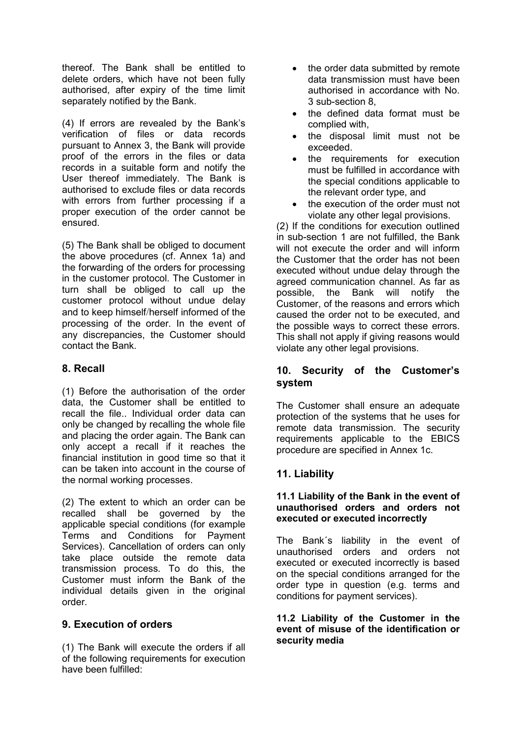thereof. The Bank shall be entitled to delete orders, which have not been fully authorised, after expiry of the time limit separately notified by the Bank.

(4) If errors are revealed by the Bank's verification of files or data records pursuant to Annex 3, the Bank will provide proof of the errors in the files or data records in a suitable form and notify the User thereof immediately. The Bank is authorised to exclude files or data records with errors from further processing if a proper execution of the order cannot be ensured.

(5) The Bank shall be obliged to document the above procedures (cf. Annex 1a) and the forwarding of the orders for processing in the customer protocol. The Customer in turn shall be obliged to call up the customer protocol without undue delay and to keep himself/herself informed of the processing of the order. In the event of any discrepancies, the Customer should contact the Bank.

## 8. Recall

(1) Before the authorisation of the order data, the Customer shall be entitled to recall the file.. Individual order data can only be changed by recalling the whole file and placing the order again. The Bank can only accept a recall if it reaches the financial institution in good time so that it can be taken into account in the course of the normal working processes.

(2) The extent to which an order can be recalled shall be governed by the applicable special conditions (for example Terms and Conditions for Payment Services). Cancellation of orders can only take place outside the remote data transmission process. To do this, the Customer must inform the Bank of the individual details given in the original order.

## 9. Execution of orders

(1) The Bank will execute the orders if all of the following requirements for execution have been fulfilled:

- the order data submitted by remote data transmission must have been authorised in accordance with No. 3 sub-section 8,
- the defined data format must be complied with,
- the disposal limit must not be exceeded.
- the requirements for execution must be fulfilled in accordance with the special conditions applicable to the relevant order type, and
- the execution of the order must not violate any other legal provisions.

(2) If the conditions for execution outlined in sub-section 1 are not fulfilled, the Bank will not execute the order and will inform the Customer that the order has not been executed without undue delay through the agreed communication channel. As far as possible, the Bank will notify the Customer, of the reasons and errors which caused the order not to be executed, and the possible ways to correct these errors. This shall not apply if giving reasons would violate any other legal provisions.

## 10. Security of the Customer's system

The Customer shall ensure an adequate protection of the systems that he uses for remote data transmission. The security requirements applicable to the EBICS procedure are specified in Annex 1c.

## 11. Liability

### 11.1 Liability of the Bank in the event of unauthorised orders and orders not executed or executed incorrectly

The Bank´s liability in the event of unauthorised orders and orders not executed or executed incorrectly is based on the special conditions arranged for the order type in question (e.g. terms and conditions for payment services).

### 11.2 Liability of the Customer in the event of misuse of the identification or security media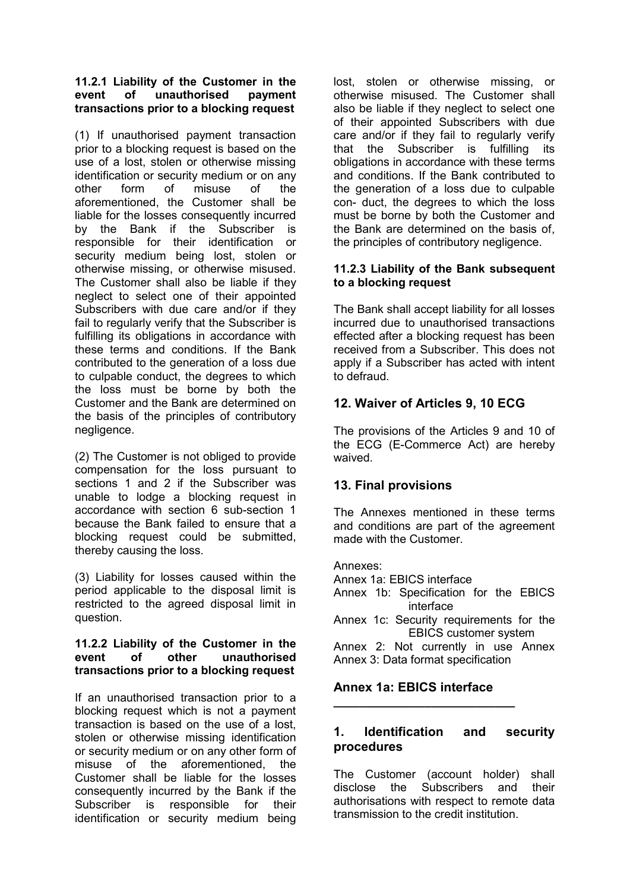#### 11.2.1 Liability of the Customer in the event of unauthorised payment transactions prior to a blocking request

(1) If unauthorised payment transaction prior to a blocking request is based on the use of a lost, stolen or otherwise missing identification or security medium or on any other form of misuse of the aforementioned, the Customer shall be liable for the losses consequently incurred by the Bank if the Subscriber is responsible for their identification or security medium being lost, stolen or otherwise missing, or otherwise misused. The Customer shall also be liable if they neglect to select one of their appointed Subscribers with due care and/or if they fail to regularly verify that the Subscriber is fulfilling its obligations in accordance with these terms and conditions. If the Bank contributed to the generation of a loss due to culpable conduct, the degrees to which the loss must be borne by both the Customer and the Bank are determined on the basis of the principles of contributory negligence.

(2) The Customer is not obliged to provide compensation for the loss pursuant to sections 1 and 2 if the Subscriber was unable to lodge a blocking request in accordance with section 6 sub-section 1 because the Bank failed to ensure that a blocking request could be submitted, thereby causing the loss.

(3) Liability for losses caused within the period applicable to the disposal limit is restricted to the agreed disposal limit in question.

#### 11.2.2 Liability of the Customer in the event of other unauthorised transactions prior to a blocking request

If an unauthorised transaction prior to a blocking request which is not a payment transaction is based on the use of a lost, stolen or otherwise missing identification or security medium or on any other form of misuse of the aforementioned, the Customer shall be liable for the losses consequently incurred by the Bank if the Subscriber is responsible for their identification or security medium being lost, stolen or otherwise missing, or otherwise misused. The Customer shall also be liable if they neglect to select one of their appointed Subscribers with due care and/or if they fail to regularly verify that the Subscriber is fulfilling its obligations in accordance with these terms and conditions. If the Bank contributed to the generation of a loss due to culpable con- duct, the degrees to which the loss must be borne by both the Customer and the Bank are determined on the basis of, the principles of contributory negligence.

#### 11.2.3 Liability of the Bank subsequent to a blocking request

The Bank shall accept liability for all losses incurred due to unauthorised transactions effected after a blocking request has been received from a Subscriber. This does not apply if a Subscriber has acted with intent to defraud.

## 12. Waiver of Articles 9, 10 ECG

The provisions of the Articles 9 and 10 of the ECG (E-Commerce Act) are hereby waived.

## 13. Final provisions

The Annexes mentioned in these terms and conditions are part of the agreement made with the Customer.

Annexes:
Annex 1a: EBICS interface
Annex 1b: Specification for the EBICS interface
Annex 1c: Security requirements for the EBICS customer system
Annex 2: Not currently in use Annex
Annex 3: Data format specification

## Annex 1a: EBICS interface

---

## 1. Identification and security procedures

The Customer (account holder) shall disclose the Subscribers and their authorisations with respect to remote data transmission to the credit institution.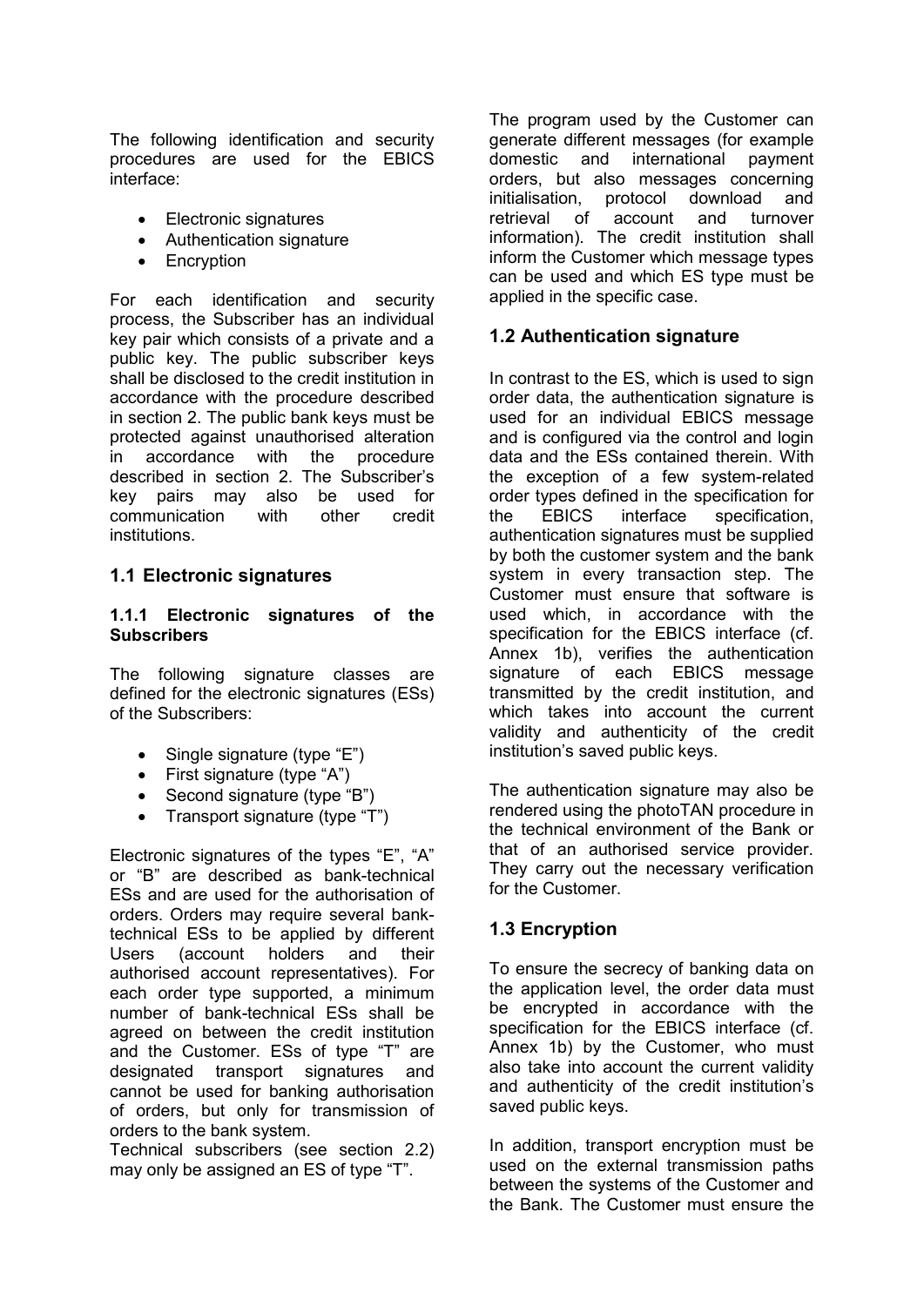The following identification and security procedures are used for the EBICS interface:

- Electronic signatures
- Authentication signature
- Encryption

For each identification and security process, the Subscriber has an individual key pair which consists of a private and a public key. The public subscriber keys shall be disclosed to the credit institution in accordance with the procedure described in section 2. The public bank keys must be protected against unauthorised alteration in accordance with the procedure described in section 2. The Subscriber's key pairs may also be used for communication with other credit institutions.

## 1.1 Electronic signatures

### 1.1.1 Electronic signatures of the Subscribers

The following signature classes are defined for the electronic signatures (ESs) of the Subscribers:

- Single signature (type "E")
- First signature (type "A")
- Second signature (type "B")
- Transport signature (type "T")

Electronic signatures of the types "E", "A" or "B" are described as bank-technical ESs and are used for the authorisation of orders. Orders may require several bank-technical ESs to be applied by different Users (account holders and their authorised account representatives). For each order type supported, a minimum number of bank-technical ESs shall be agreed on between the credit institution and the Customer. ESs of type "T" are designated transport signatures and cannot be used for banking authorisation of orders, but only for transmission of orders to the bank system.
Technical subscribers (see section 2.2) may only be assigned an ES of type "T".

The program used by the Customer can generate different messages (for example domestic and international payment orders, but also messages concerning initialisation, protocol download and retrieval of account and turnover information). The credit institution shall inform the Customer which message types can be used and which ES type must be applied in the specific case.

## 1.2 Authentication signature

In contrast to the ES, which is used to sign order data, the authentication signature is used for an individual EBICS message and is configured via the control and login data and the ESs contained therein. With the exception of a few system-related order types defined in the specification for the EBICS interface specification, authentication signatures must be supplied by both the customer system and the bank system in every transaction step. The Customer must ensure that software is used which, in accordance with the specification for the EBICS interface (cf. Annex 1b), verifies the authentication signature of each EBICS message transmitted by the credit institution, and which takes into account the current validity and authenticity of the credit institution's saved public keys.

The authentication signature may also be rendered using the photoTAN procedure in the technical environment of the Bank or that of an authorised service provider. They carry out the necessary verification for the Customer.

## 1.3 Encryption

To ensure the secrecy of banking data on the application level, the order data must be encrypted in accordance with the specification for the EBICS interface (cf. Annex 1b) by the Customer, who must also take into account the current validity and authenticity of the credit institution's saved public keys.

In addition, transport encryption must be used on the external transmission paths between the systems of the Customer and the Bank. The Customer must ensure the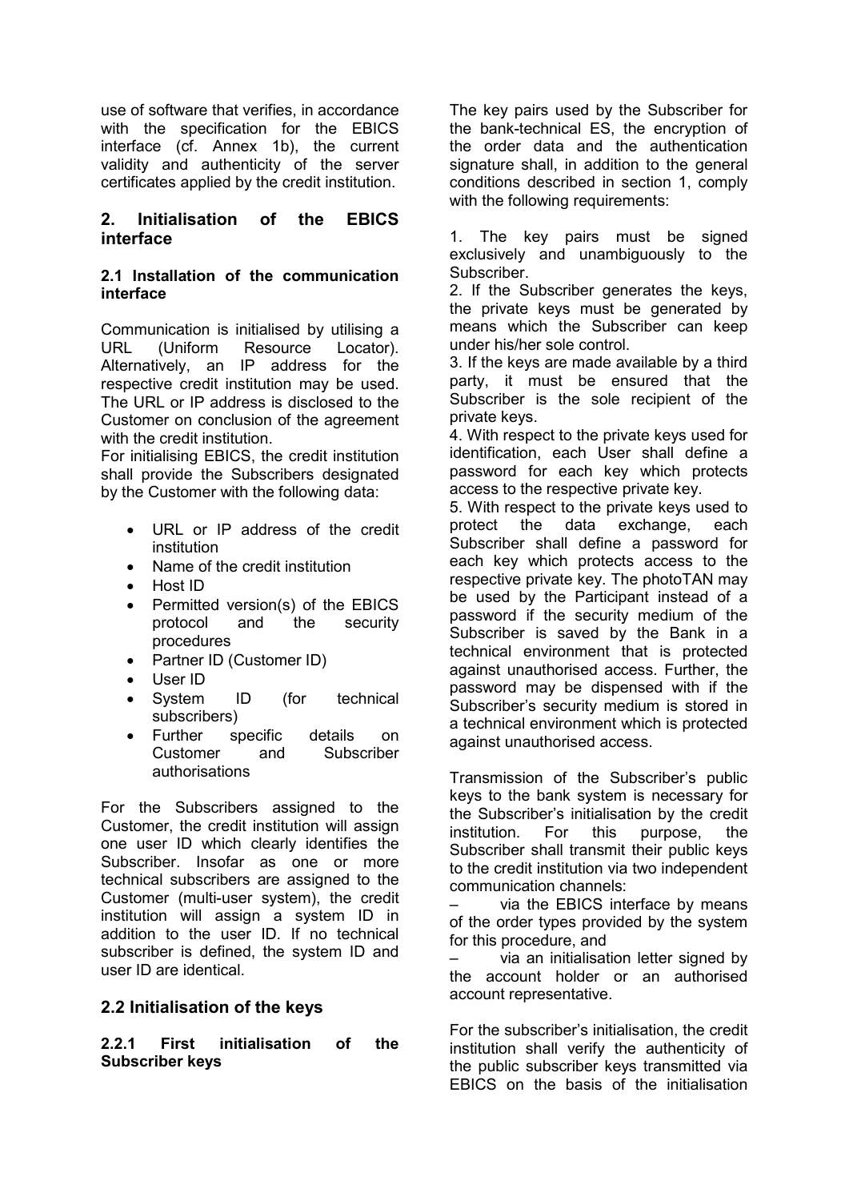use of software that verifies, in accordance with the specification for the EBICS interface (cf. Annex 1b), the current validity and authenticity of the server certificates applied by the credit institution.

## 2. Initialisation of the EBICS interface

### 2.1 Installation of the communication interface

Communication is initialised by utilising a URL (Uniform Resource Locator). Alternatively, an IP address for the respective credit institution may be used. The URL or IP address is disclosed to the Customer on conclusion of the agreement with the credit institution.

For initialising EBICS, the credit institution shall provide the Subscribers designated by the Customer with the following data:

- URL or IP address of the credit institution
- Name of the credit institution
- Host ID
- Permitted version(s) of the EBICS protocol and the security procedures
- Partner ID (Customer ID)
- User ID
- System ID (for technical subscribers)
- Further specific details on Customer and Subscriber authorisations

For the Subscribers assigned to the Customer, the credit institution will assign one user ID which clearly identifies the Subscriber. Insofar as one or more technical subscribers are assigned to the Customer (multi-user system), the credit institution will assign a system ID in addition to the user ID. If no technical subscriber is defined, the system ID and user ID are identical.

## 2.2 Initialisation of the keys

### 2.2.1 First initialisation of the Subscriber keys

The key pairs used by the Subscriber for the bank-technical ES, the encryption of the order data and the authentication signature shall, in addition to the general conditions described in section 1, comply with the following requirements:

1. The key pairs must be signed exclusively and unambiguously to the Subscriber.
2. If the Subscriber generates the keys, the private keys must be generated by means which the Subscriber can keep under his/her sole control.
3. If the keys are made available by a third party, it must be ensured that the Subscriber is the sole recipient of the private keys.
4. With respect to the private keys used for identification, each User shall define a password for each key which protects access to the respective private key.
5. With respect to the private keys used to protect the data exchange, each Subscriber shall define a password for each key which protects access to the respective private key. The photoTAN may be used by the Participant instead of a password if the security medium of the Subscriber is saved by the Bank in a technical environment that is protected against unauthorised access. Further, the password may be dispensed with if the Subscriber's security medium is stored in a technical environment which is protected against unauthorised access.

Transmission of the Subscriber's public keys to the bank system is necessary for the Subscriber's initialisation by the credit institution. For this purpose, the Subscriber shall transmit their public keys to the credit institution via two independent communication channels:

– via the EBICS interface by means of the order types provided by the system for this procedure, and

– via an initialisation letter signed by the account holder or an authorised account representative.

For the subscriber's initialisation, the credit institution shall verify the authenticity of the public subscriber keys transmitted via EBICS on the basis of the initialisation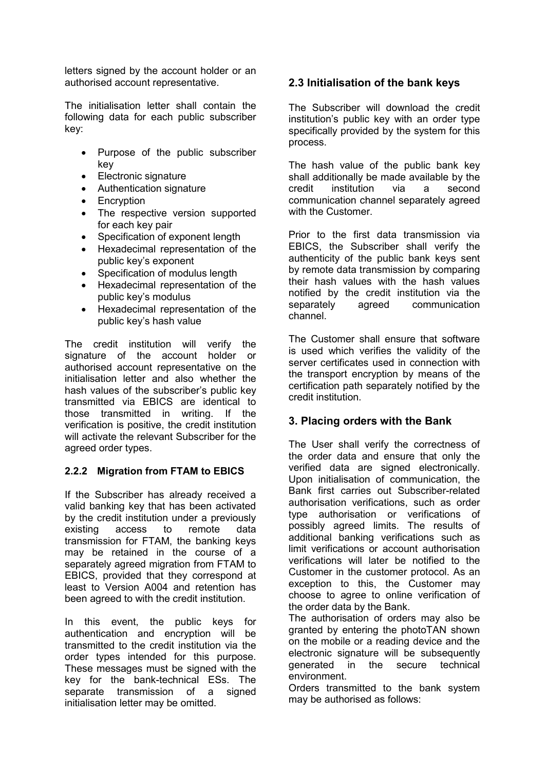letters signed by the account holder or an authorised account representative.

The initialisation letter shall contain the following data for each public subscriber key:

- Purpose of the public subscriber key
- Electronic signature
- Authentication signature
- Encryption
- The respective version supported for each key pair
- Specification of exponent length
- Hexadecimal representation of the public key's exponent
- Specification of modulus length
- Hexadecimal representation of the public key's modulus
- Hexadecimal representation of the public key's hash value

The credit institution will verify the signature of the account holder or authorised account representative on the initialisation letter and also whether the hash values of the subscriber's public key transmitted via EBICS are identical to those transmitted in writing. If the verification is positive, the credit institution will activate the relevant Subscriber for the agreed order types.

#### 2.2.2 Migration from FTAM to EBICS

If the Subscriber has already received a valid banking key that has been activated by the credit institution under a previously existing access to remote data transmission for FTAM, the banking keys may be retained in the course of a separately agreed migration from FTAM to EBICS, provided that they correspond at least to Version A004 and retention has been agreed to with the credit institution.

In this event, the public keys for authentication and encryption will be transmitted to the credit institution via the order types intended for this purpose. These messages must be signed with the key for the bank-technical ESs. The separate transmission of a signed initialisation letter may be omitted.

### 2.3 Initialisation of the bank keys

The Subscriber will download the credit institution's public key with an order type specifically provided by the system for this process.

The hash value of the public bank key shall additionally be made available by the credit institution via a second communication channel separately agreed with the Customer.

Prior to the first data transmission via EBICS, the Subscriber shall verify the authenticity of the public bank keys sent by remote data transmission by comparing their hash values with the hash values notified by the credit institution via the separately agreed communication channel.

The Customer shall ensure that software is used which verifies the validity of the server certificates used in connection with the transport encryption by means of the certification path separately notified by the credit institution.

## 3. Placing orders with the Bank

The User shall verify the correctness of the order data and ensure that only the verified data are signed electronically. Upon initialisation of communication, the Bank first carries out Subscriber-related authorisation verifications, such as order type authorisation or verifications of possibly agreed limits. The results of additional banking verifications such as limit verifications or account authorisation verifications will later be notified to the Customer in the customer protocol. As an exception to this, the Customer may choose to agree to online verification of the order data by the Bank.
The authorisation of orders may also be granted by entering the photoTAN shown on the mobile or a reading device and the electronic signature will be subsequently generated in the secure technical environment.
Orders transmitted to the bank system may be authorised as follows: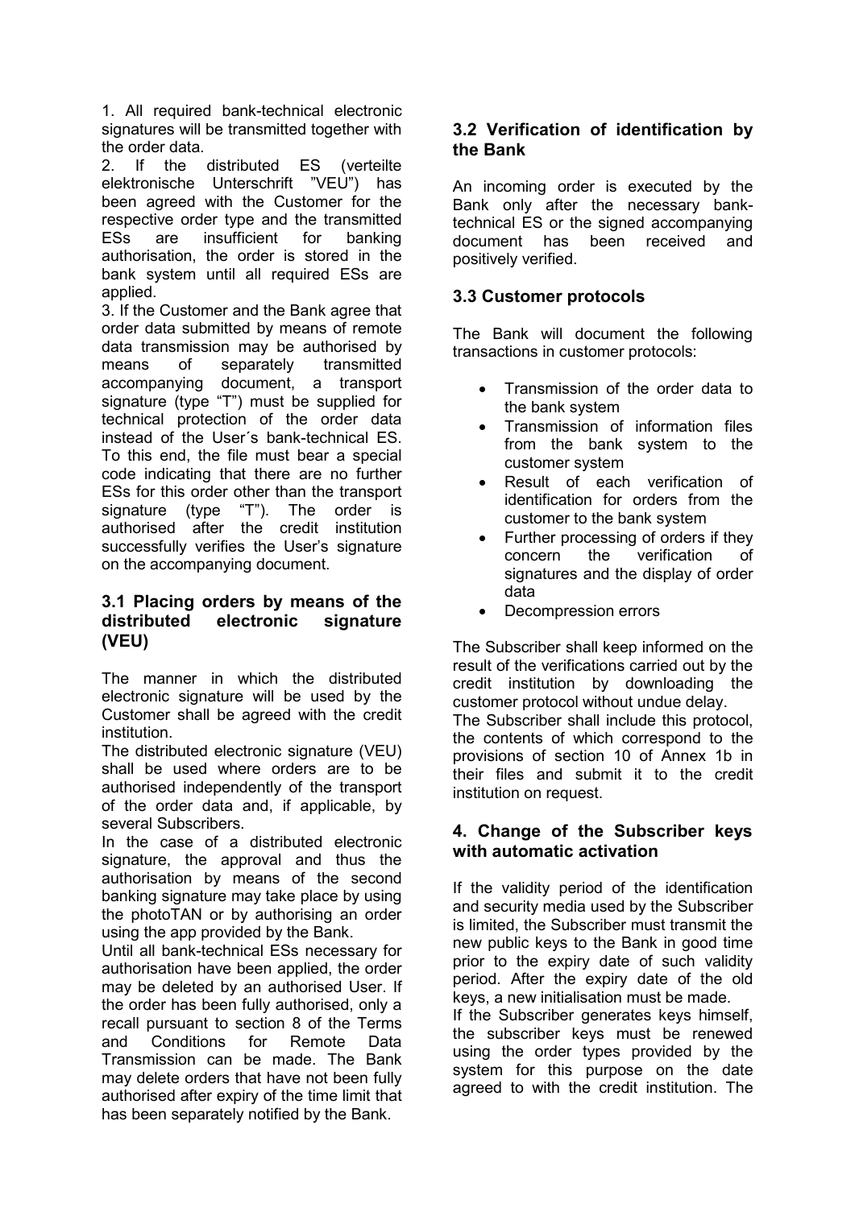1. All required bank-technical electronic signatures will be transmitted together with the order data.
2. If the distributed ES (verteilte elektronische Unterschrift "VEU") has been agreed with the Customer for the respective order type and the transmitted ESs are insufficient for banking authorisation, the order is stored in the bank system until all required ESs are applied.
3. If the Customer and the Bank agree that order data submitted by means of remote data transmission may be authorised by means of separately transmitted accompanying document, a transport signature (type "T") must be supplied for technical protection of the order data instead of the User´s bank-technical ES. To this end, the file must bear a special code indicating that there are no further ESs for this order other than the transport signature (type "T"). The order is authorised after the credit institution successfully verifies the User's signature on the accompanying document.

### 3.1 Placing orders by means of the distributed electronic signature (VEU)

The manner in which the distributed electronic signature will be used by the Customer shall be agreed with the credit institution.

The distributed electronic signature (VEU) shall be used where orders are to be authorised independently of the transport of the order data and, if applicable, by several Subscribers.

In the case of a distributed electronic signature, the approval and thus the authorisation by means of the second banking signature may take place by using the photoTAN or by authorising an order using the app provided by the Bank.

Until all bank-technical ESs necessary for authorisation have been applied, the order may be deleted by an authorised User. If the order has been fully authorised, only a recall pursuant to section 8 of the Terms and Conditions for Remote Data Transmission can be made. The Bank may delete orders that have not been fully authorised after expiry of the time limit that has been separately notified by the Bank.

### 3.2 Verification of identification by the Bank

An incoming order is executed by the Bank only after the necessary bank-technical ES or the signed accompanying document has been received and positively verified.

### 3.3 Customer protocols

The Bank will document the following transactions in customer protocols:

- Transmission of the order data to the bank system
- Transmission of information files from the bank system to the customer system
- Result of each verification of identification for orders from the customer to the bank system
- Further processing of orders if they concern the verification of signatures and the display of order data
- Decompression errors

The Subscriber shall keep informed on the result of the verifications carried out by the credit institution by downloading the customer protocol without undue delay.

The Subscriber shall include this protocol, the contents of which correspond to the provisions of section 10 of Annex 1b in their files and submit it to the credit institution on request.

## 4. Change of the Subscriber keys with automatic activation

If the validity period of the identification and security media used by the Subscriber is limited, the Subscriber must transmit the new public keys to the Bank in good time prior to the expiry date of such validity period. After the expiry date of the old keys, a new initialisation must be made.

If the Subscriber generates keys himself, the subscriber keys must be renewed using the order types provided by the system for this purpose on the date agreed to with the credit institution. The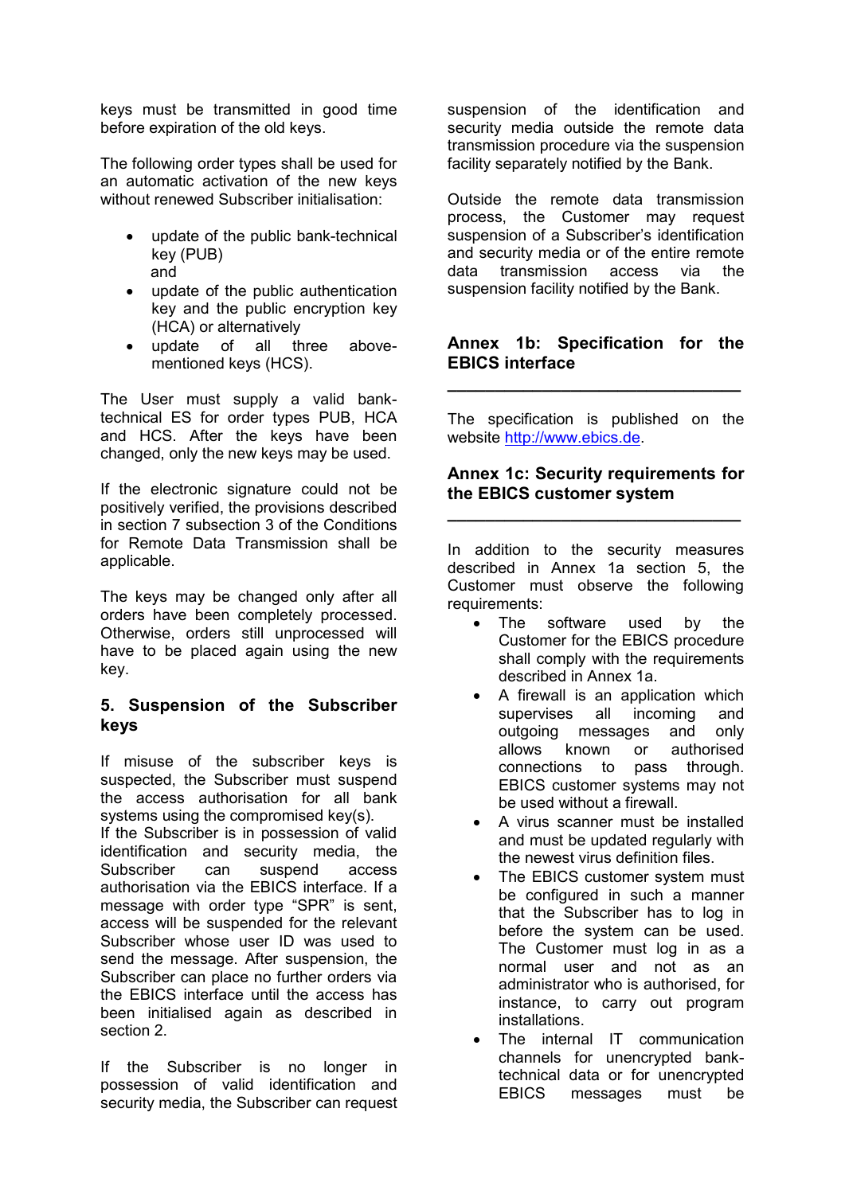keys must be transmitted in good time before expiration of the old keys.

The following order types shall be used for an automatic activation of the new keys without renewed Subscriber initialisation:

- update of the public bank-technical key (PUB)
  and
- update of the public authentication key and the public encryption key (HCA) or alternatively
- update of all three above-mentioned keys (HCS).

The User must supply a valid bank-technical ES for order types PUB, HCA and HCS. After the keys have been changed, only the new keys may be used.

If the electronic signature could not be positively verified, the provisions described in section 7 subsection 3 of the Conditions for Remote Data Transmission shall be applicable.

The keys may be changed only after all orders have been completely processed. Otherwise, orders still unprocessed will have to be placed again using the new key.

## 5. Suspension of the Subscriber keys

If misuse of the subscriber keys is suspected, the Subscriber must suspend the access authorisation for all bank systems using the compromised key(s).
If the Subscriber is in possession of valid identification and security media, the Subscriber can suspend access authorisation via the EBICS interface. If a message with order type "SPR" is sent, access will be suspended for the relevant Subscriber whose user ID was used to send the message. After suspension, the Subscriber can place no further orders via the EBICS interface until the access has been initialised again as described in section 2.

If the Subscriber is no longer in possession of valid identification and security media, the Subscriber can request suspension of the identification and security media outside the remote data transmission procedure via the suspension facility separately notified by the Bank.

Outside the remote data transmission process, the Customer may request suspension of a Subscriber's identification and security media or of the entire remote data transmission access via the suspension facility notified by the Bank.

## Annex 1b: Specification for the EBICS interface

---

The specification is published on the website http://www.ebics.de.

## Annex 1c: Security requirements for the EBICS customer system

---

In addition to the security measures described in Annex 1a section 5, the Customer must observe the following requirements:

- The software used by the Customer for the EBICS procedure shall comply with the requirements described in Annex 1a.
- A firewall is an application which supervises all incoming and outgoing messages and only allows known or authorised connections to pass through. EBICS customer systems may not be used without a firewall.
- A virus scanner must be installed and must be updated regularly with the newest virus definition files.
- The EBICS customer system must be configured in such a manner that the Subscriber has to log in before the system can be used. The Customer must log in as a normal user and not as an administrator who is authorised, for instance, to carry out program installations.
- The internal IT communication channels for unencrypted bank-technical data or for unencrypted EBICS messages must be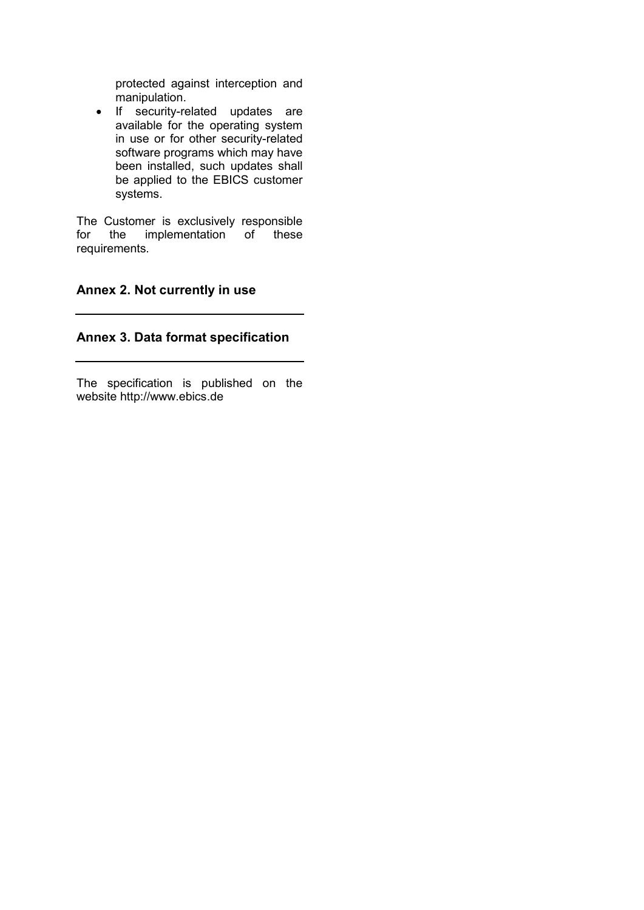protected against interception and manipulation.

- If security-related updates are available for the operating system in use or for other security-related software programs which may have been installed, such updates shall be applied to the EBICS customer systems.

The Customer is exclusively responsible for the implementation of these requirements.

## Annex 2. Not currently in use

---

## Annex 3. Data format specification

---

The specification is published on the website http://www.ebics.de